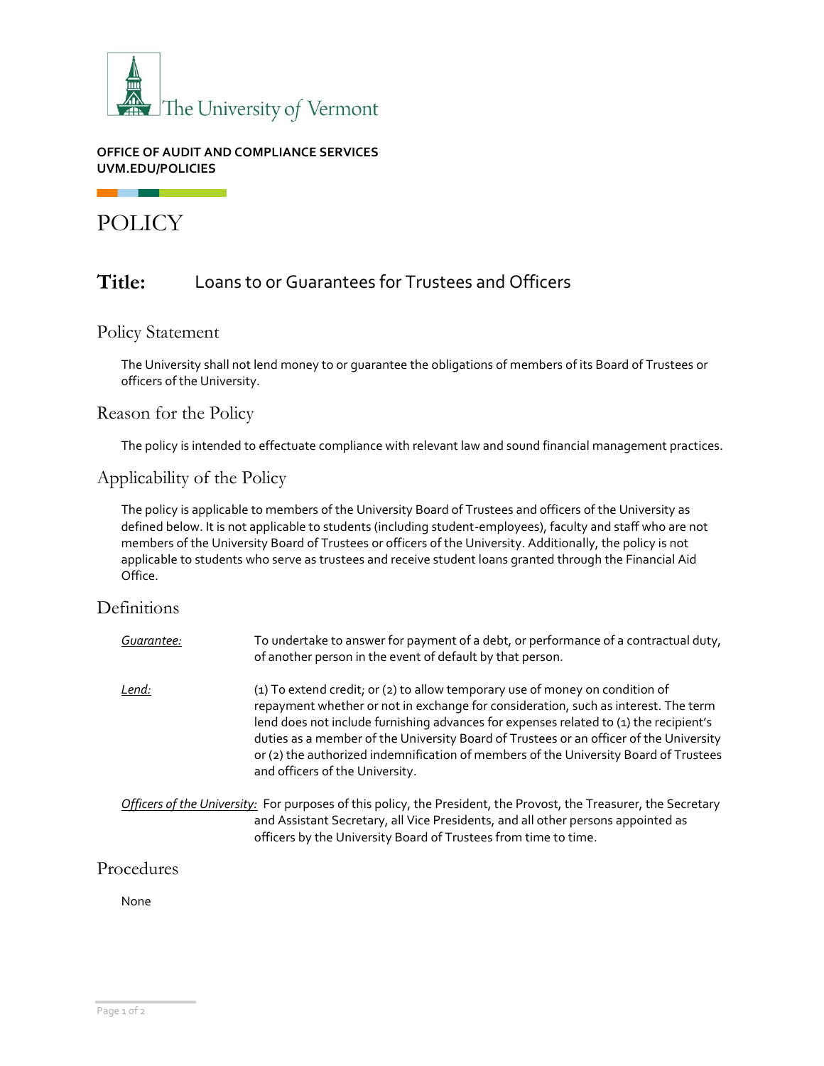The University of Vermont

**OFFICE OF AUDIT AND COMPLIANCE SERVICES**
**UVM.EDU/POLICIES**

# POLICY

## Title: Loans to or Guarantees for Trustees and Officers

## Policy Statement

The University shall not lend money to or guarantee the obligations of members of its Board of Trustees or officers of the University.

## Reason for the Policy

The policy is intended to effectuate compliance with relevant law and sound financial management practices.

## Applicability of the Policy

The policy is applicable to members of the University Board of Trustees and officers of the University as defined below. It is not applicable to students (including student-employees), faculty and staff who are not members of the University Board of Trustees or officers of the University. Additionally, the policy is not applicable to students who serve as trustees and receive student loans granted through the Financial Aid Office.

## Definitions

*Guarantee:* To undertake to answer for payment of a debt, or performance of a contractual duty, of another person in the event of default by that person.

*Lend:* (1) To extend credit; or (2) to allow temporary use of money on condition of repayment whether or not in exchange for consideration, such as interest. The term lend does not include furnishing advances for expenses related to (1) the recipient's duties as a member of the University Board of Trustees or an officer of the University or (2) the authorized indemnification of members of the University Board of Trustees and officers of the University.

*Officers of the University:* For purposes of this policy, the President, the Provost, the Treasurer, the Secretary and Assistant Secretary, all Vice Presidents, and all other persons appointed as officers by the University Board of Trustees from time to time.

## Procedures

None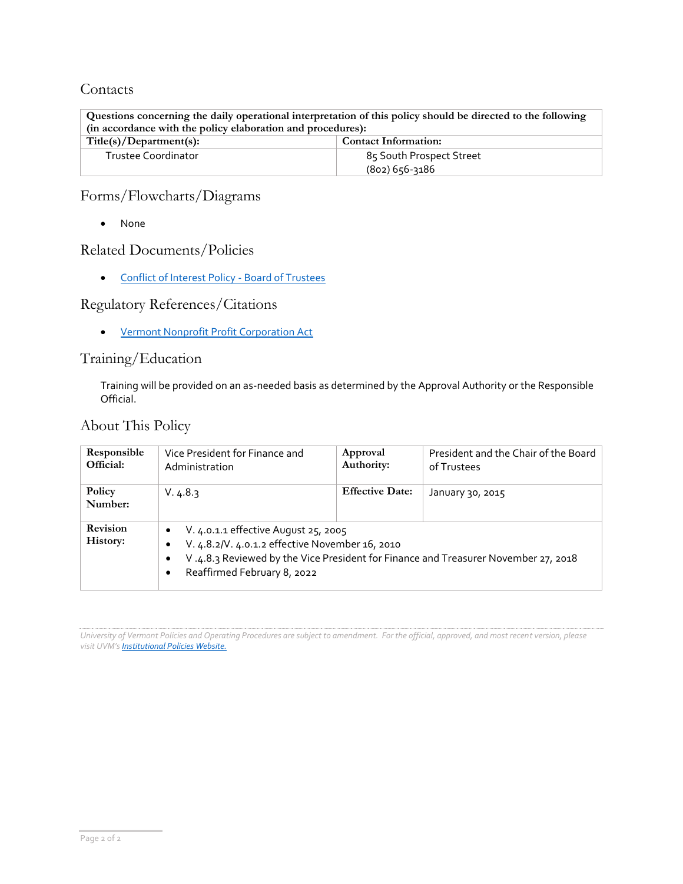## Contacts

| Questions concerning the daily operational interpretation of this policy should be directed to the following (in accordance with the policy elaboration and procedures): | |
|---|---|
| **Title(s)/Department(s):** | **Contact Information:** |
| Trustee Coordinator | 85 South Prospect Street<br>(802) 656-3186 |

## Forms/Flowcharts/Diagrams

- None

## Related Documents/Policies

- [Conflict of Interest Policy - Board of Trustees]

## Regulatory References/Citations

- [Vermont Nonprofit Profit Corporation Act]

## Training/Education

Training will be provided on an as-needed basis as determined by the Approval Authority or the Responsible Official.

## About This Policy

| | | | |
|---|---|---|---|
| **Responsible Official:** | Vice President for Finance and Administration | **Approval Authority:** | President and the Chair of the Board of Trustees |
| **Policy Number:** | V. 4.8.3 | **Effective Date:** | January 30, 2015 |
| **Revision History:** | • V. 4.0.1.1 effective August 25, 2005<br>• V. 4.8.2/V. 4.0.1.2 effective November 16, 2010<br>• V .4.8.3 Reviewed by the Vice President for Finance and Treasurer November 27, 2018<br>• Reaffirmed February 8, 2022 | | |

*University of Vermont Policies and Operating Procedures are subject to amendment. For the official, approved, and most recent version, please visit UVM's [Institutional Policies Website.]*